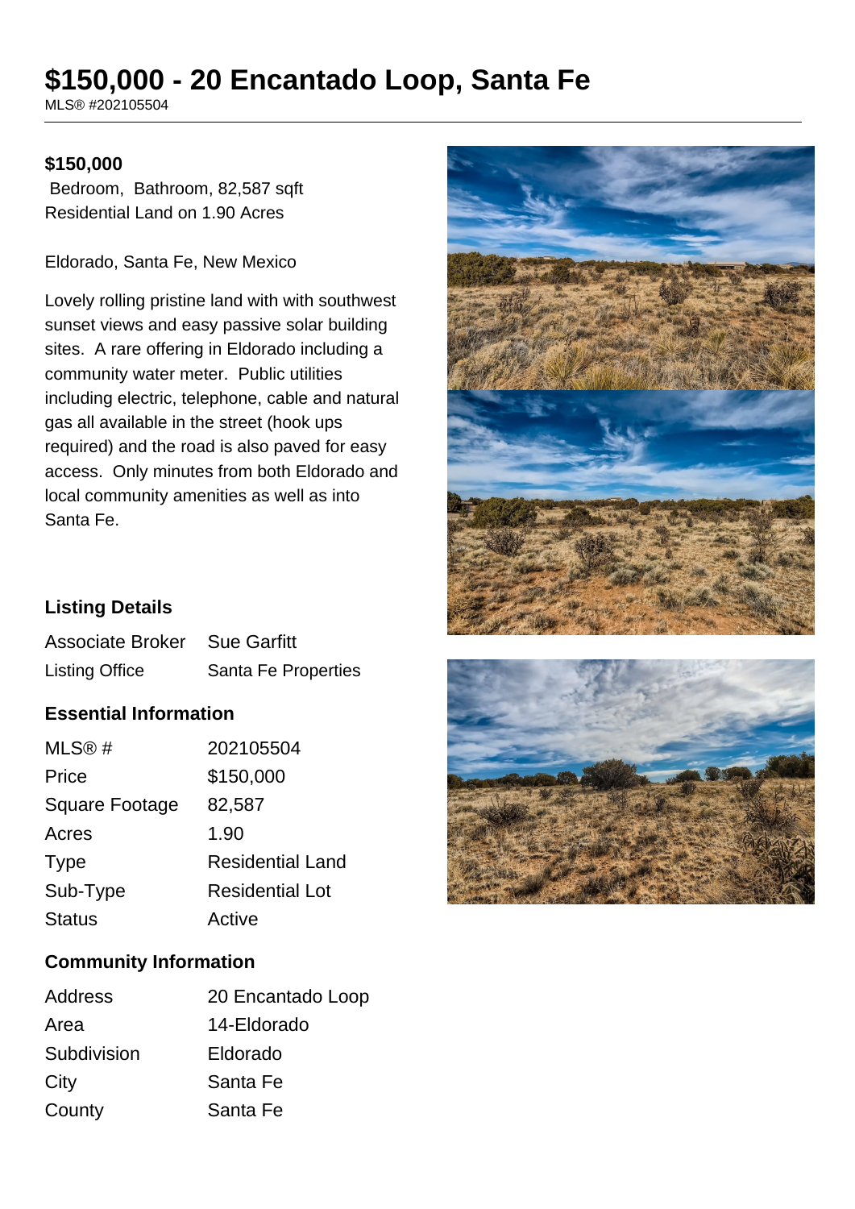# $150,000 - 20 Encantado Loop, Santa Fe

MLS® #202105504

**$150,000**

Bedroom, Bathroom, 82,587 sqft
Residential Land on 1.90 Acres

Eldorado, Santa Fe, New Mexico

Lovely rolling pristine land with with southwest sunset views and easy passive solar building sites. A rare offering in Eldorado including a community water meter. Public utilities including electric, telephone, cable and natural gas all available in the street (hook ups required) and the road is also paved for easy access. Only minutes from both Eldorado and local community amenities as well as into Santa Fe.

## Listing Details

| | |
|---|---|
| Associate Broker | Sue Garfitt |
| Listing Office | Santa Fe Properties |

## Essential Information

| | |
|---|---|
| MLS® # | 202105504 |
| Price | $150,000 |
| Square Footage | 82,587 |
| Acres | 1.90 |
| Type | Residential Land |
| Sub-Type | Residential Lot |
| Status | Active |

## Community Information

| | |
|---|---|
| Address | 20 Encantado Loop |
| Area | 14-Eldorado |
| Subdivision | Eldorado |
| City | Santa Fe |
| County | Santa Fe |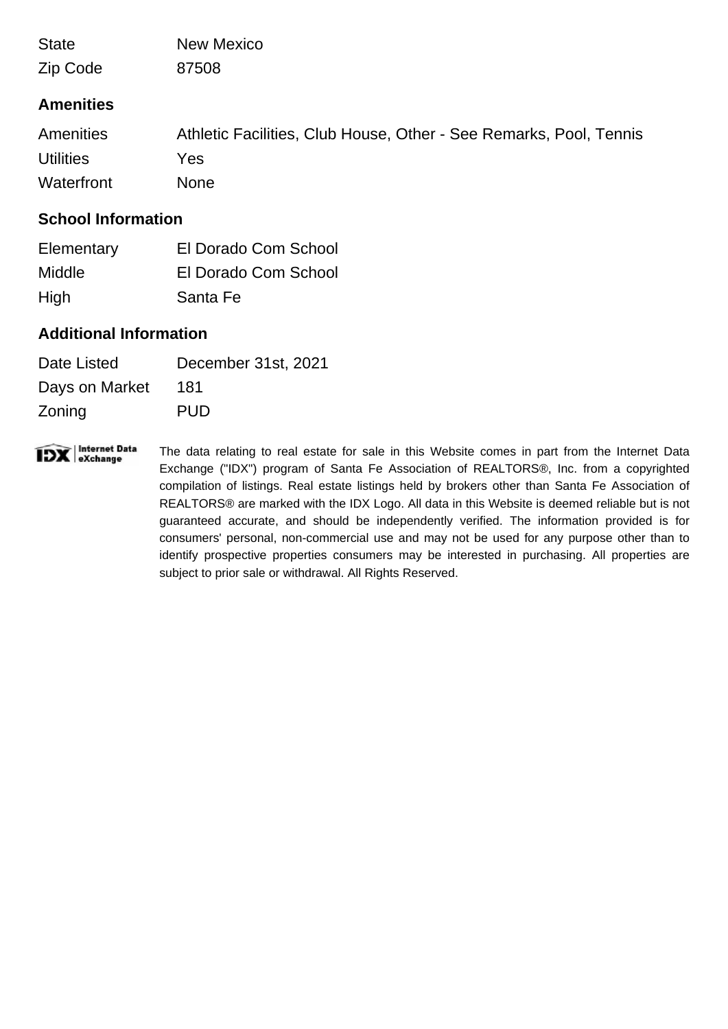| | |
|---|---|
| State | New Mexico |
| Zip Code | 87508 |

## Amenities

| | |
|---|---|
| Amenities | Athletic Facilities, Club House, Other - See Remarks, Pool, Tennis |
| Utilities | Yes |
| Waterfront | None |

## School Information

| | |
|---|---|
| Elementary | El Dorado Com School |
| Middle | El Dorado Com School |
| High | Santa Fe |

## Additional Information

| | |
|---|---|
| Date Listed | December 31st, 2021 |
| Days on Market | 181 |
| Zoning | PUD |

IDX | Internet Data eXchange

The data relating to real estate for sale in this Website comes in part from the Internet Data Exchange ("IDX") program of Santa Fe Association of REALTORS®, Inc. from a copyrighted compilation of listings. Real estate listings held by brokers other than Santa Fe Association of REALTORS® are marked with the IDX Logo. All data in this Website is deemed reliable but is not guaranteed accurate, and should be independently verified. The information provided is for consumers' personal, non-commercial use and may not be used for any purpose other than to identify prospective properties consumers may be interested in purchasing. All properties are subject to prior sale or withdrawal. All Rights Reserved.